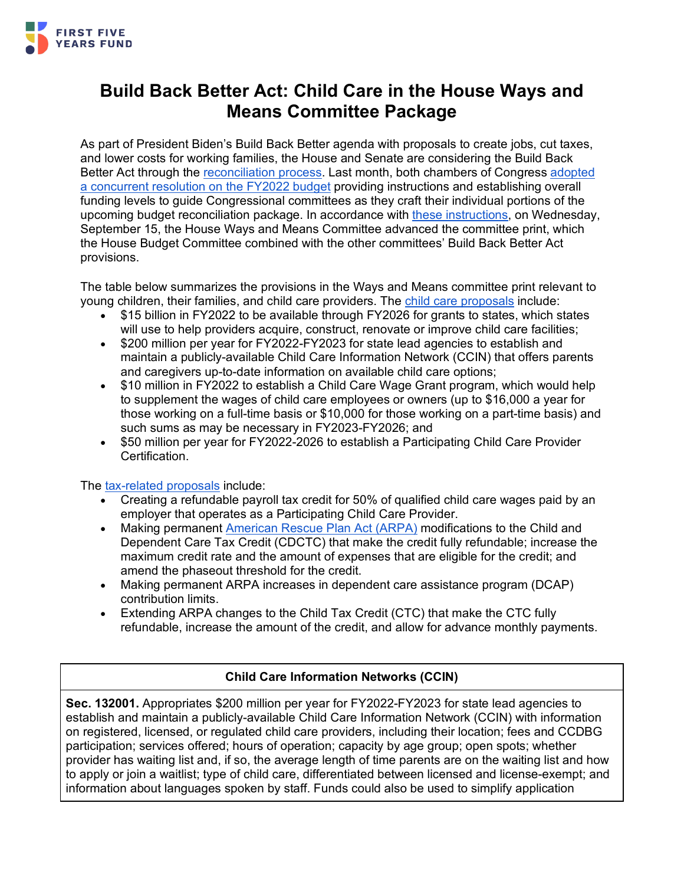# Build Back Better Act: Child Care in the House Ways and Means Committee Package

As part of President Biden's Build Back Better agenda with proposals to create jobs, cut taxes, and lower costs for working families, the House and Senate are considering the Build Back Better Act through the reconciliation process. Last month, both chambers of Congress adopted a concurrent resolution on the FY2022 budget providing instructions and establishing overall funding levels to guide Congressional committees as they craft their individual portions of the upcoming budget reconciliation package. In accordance with these instructions, on Wednesday, September 15, the House Ways and Means Committee advanced the committee print, which the House Budget Committee combined with the other committees' Build Back Better Act provisions.

The table below summarizes the provisions in the Ways and Means committee print relevant to young children, their families, and child care providers. The child care proposals include:

- $15 billion in FY2022 to be available through FY2026 for grants to states, which states will use to help providers acquire, construct, renovate or improve child care facilities;
- $200 million per year for FY2022-FY2023 for state lead agencies to establish and maintain a publicly-available Child Care Information Network (CCIN) that offers parents and caregivers up-to-date information on available child care options;
- $10 million in FY2022 to establish a Child Care Wage Grant program, which would help to supplement the wages of child care employees or owners (up to $16,000 a year for those working on a full-time basis or $10,000 for those working on a part-time basis) and such sums as may be necessary in FY2023-FY2026; and
- $50 million per year for FY2022-2026 to establish a Participating Child Care Provider Certification.

The tax-related proposals include:

- Creating a refundable payroll tax credit for 50% of qualified child care wages paid by an employer that operates as a Participating Child Care Provider.
- Making permanent American Rescue Plan Act (ARPA) modifications to the Child and Dependent Care Tax Credit (CDCTC) that make the credit fully refundable; increase the maximum credit rate and the amount of expenses that are eligible for the credit; and amend the phaseout threshold for the credit.
- Making permanent ARPA increases in dependent care assistance program (DCAP) contribution limits.
- Extending ARPA changes to the Child Tax Credit (CTC) that make the CTC fully refundable, increase the amount of the credit, and allow for advance monthly payments.

| Child Care Information Networks (CCIN) |
| --- |
| **Sec. 132001.** Appropriates $200 million per year for FY2022-FY2023 for state lead agencies to establish and maintain a publicly-available Child Care Information Network (CCIN) with information on registered, licensed, or regulated child care providers, including their location; fees and CCDBG participation; services offered; hours of operation; capacity by age group; open spots; whether provider has waiting list and, if so, the average length of time parents are on the waiting list and how to apply or join a waitlist; type of child care, differentiated between licensed and license-exempt; and information about languages spoken by staff. Funds could also be used to simplify application |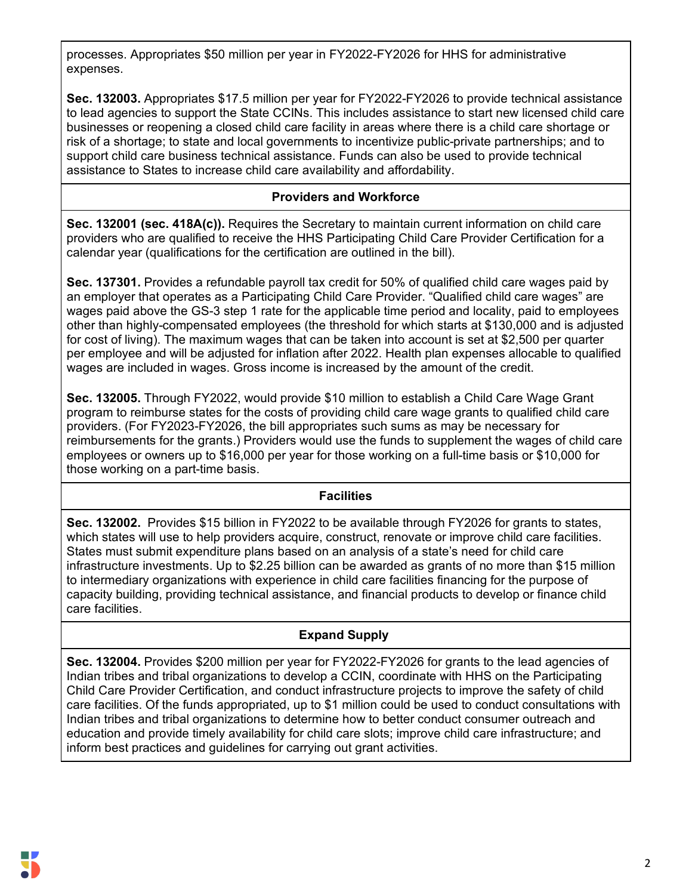processes. Appropriates $50 million per year in FY2022-FY2026 for HHS for administrative expenses.

**Sec. 132003.** Appropriates $17.5 million per year for FY2022-FY2026 to provide technical assistance to lead agencies to support the State CCINs. This includes assistance to start new licensed child care businesses or reopening a closed child care facility in areas where there is a child care shortage or risk of a shortage; to state and local governments to incentivize public-private partnerships; and to support child care business technical assistance. Funds can also be used to provide technical assistance to States to increase child care availability and affordability.

### Providers and Workforce

**Sec. 132001 (sec. 418A(c)).** Requires the Secretary to maintain current information on child care providers who are qualified to receive the HHS Participating Child Care Provider Certification for a calendar year (qualifications for the certification are outlined in the bill).

**Sec. 137301.** Provides a refundable payroll tax credit for 50% of qualified child care wages paid by an employer that operates as a Participating Child Care Provider. "Qualified child care wages" are wages paid above the GS-3 step 1 rate for the applicable time period and locality, paid to employees other than highly-compensated employees (the threshold for which starts at $130,000 and is adjusted for cost of living). The maximum wages that can be taken into account is set at $2,500 per quarter per employee and will be adjusted for inflation after 2022. Health plan expenses allocable to qualified wages are included in wages. Gross income is increased by the amount of the credit.

**Sec. 132005.** Through FY2022, would provide $10 million to establish a Child Care Wage Grant program to reimburse states for the costs of providing child care wage grants to qualified child care providers. (For FY2023-FY2026, the bill appropriates such sums as may be necessary for reimbursements for the grants.) Providers would use the funds to supplement the wages of child care employees or owners up to $16,000 per year for those working on a full-time basis or $10,000 for those working on a part-time basis.

### Facilities

**Sec. 132002.** Provides $15 billion in FY2022 to be available through FY2026 for grants to states, which states will use to help providers acquire, construct, renovate or improve child care facilities. States must submit expenditure plans based on an analysis of a state's need for child care infrastructure investments. Up to $2.25 billion can be awarded as grants of no more than $15 million to intermediary organizations with experience in child care facilities financing for the purpose of capacity building, providing technical assistance, and financial products to develop or finance child care facilities.

### Expand Supply

**Sec. 132004.** Provides $200 million per year for FY2022-FY2026 for grants to the lead agencies of Indian tribes and tribal organizations to develop a CCIN, coordinate with HHS on the Participating Child Care Provider Certification, and conduct infrastructure projects to improve the safety of child care facilities. Of the funds appropriated, up to $1 million could be used to conduct consultations with Indian tribes and tribal organizations to determine how to better conduct consumer outreach and education and provide timely availability for child care slots; improve child care infrastructure; and inform best practices and guidelines for carrying out grant activities.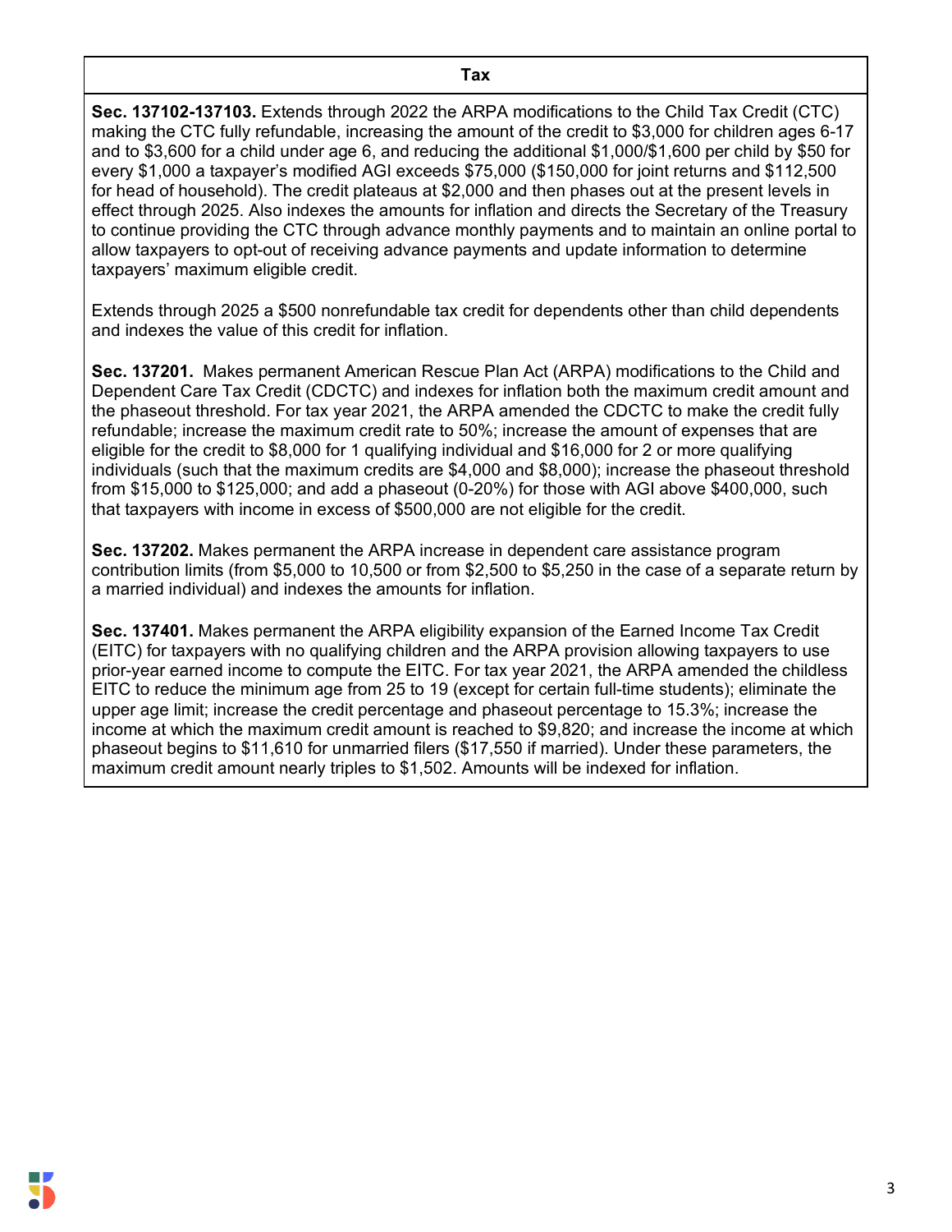## Tax

**Sec. 137102-137103.** Extends through 2022 the ARPA modifications to the Child Tax Credit (CTC) making the CTC fully refundable, increasing the amount of the credit to $3,000 for children ages 6-17 and to $3,600 for a child under age 6, and reducing the additional $1,000/$1,600 per child by $50 for every $1,000 a taxpayer's modified AGI exceeds $75,000 ($150,000 for joint returns and $112,500 for head of household). The credit plateaus at $2,000 and then phases out at the present levels in effect through 2025. Also indexes the amounts for inflation and directs the Secretary of the Treasury to continue providing the CTC through advance monthly payments and to maintain an online portal to allow taxpayers to opt-out of receiving advance payments and update information to determine taxpayers' maximum eligible credit.

Extends through 2025 a $500 nonrefundable tax credit for dependents other than child dependents and indexes the value of this credit for inflation.

**Sec. 137201.** Makes permanent American Rescue Plan Act (ARPA) modifications to the Child and Dependent Care Tax Credit (CDCTC) and indexes for inflation both the maximum credit amount and the phaseout threshold. For tax year 2021, the ARPA amended the CDCTC to make the credit fully refundable; increase the maximum credit rate to 50%; increase the amount of expenses that are eligible for the credit to $8,000 for 1 qualifying individual and $16,000 for 2 or more qualifying individuals (such that the maximum credits are $4,000 and $8,000); increase the phaseout threshold from $15,000 to $125,000; and add a phaseout (0-20%) for those with AGI above $400,000, such that taxpayers with income in excess of $500,000 are not eligible for the credit.

**Sec. 137202.** Makes permanent the ARPA increase in dependent care assistance program contribution limits (from $5,000 to 10,500 or from $2,500 to $5,250 in the case of a separate return by a married individual) and indexes the amounts for inflation.

**Sec. 137401.** Makes permanent the ARPA eligibility expansion of the Earned Income Tax Credit (EITC) for taxpayers with no qualifying children and the ARPA provision allowing taxpayers to use prior-year earned income to compute the EITC. For tax year 2021, the ARPA amended the childless EITC to reduce the minimum age from 25 to 19 (except for certain full-time students); eliminate the upper age limit; increase the credit percentage and phaseout percentage to 15.3%; increase the income at which the maximum credit amount is reached to $9,820; and increase the income at which phaseout begins to $11,610 for unmarried filers ($17,550 if married). Under these parameters, the maximum credit amount nearly triples to $1,502. Amounts will be indexed for inflation.